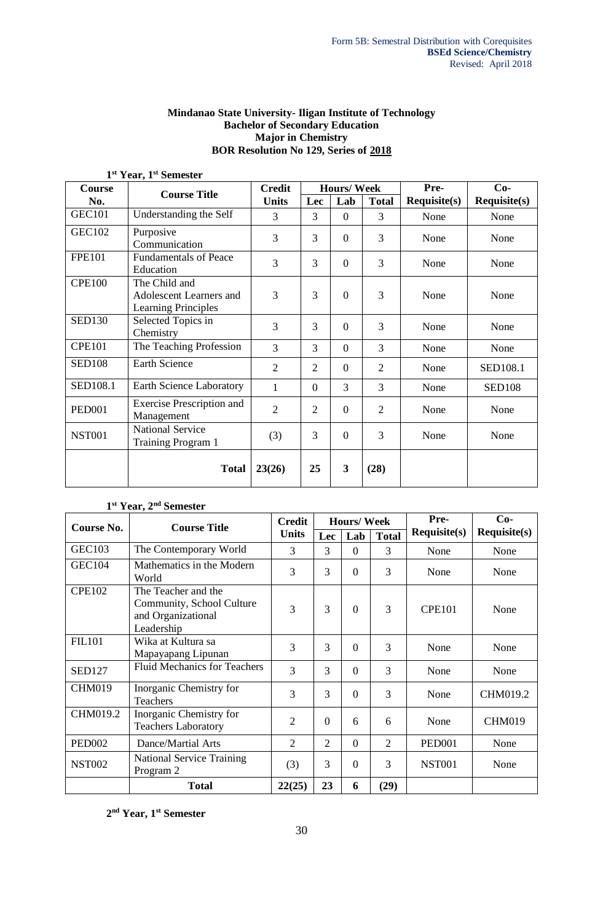Form 5B: Semestral Distribution with Corequisites
**BSEd Science/Chemistry**
Revised: April 2018

**Mindanao State University- Iligan Institute of Technology**
**Bachelor of Secondary Education**
**Major in Chemistry**
**BOR Resolution No 129, Series of 2018**

**1st Year, 1st Semester**

| Course No. | Course Title | Credit Units | Hours/ Week | | | Pre-Requisite(s) | Co-Requisite(s) |
|---|---|---|---|---|---|---|---|
| | | | Lec | Lab | Total | | |
| GEC101 | Understanding the Self | 3 | 3 | 0 | 3 | None | None |
| GEC102 | Purposive Communication | 3 | 3 | 0 | 3 | None | None |
| FPE101 | Fundamentals of Peace Education | 3 | 3 | 0 | 3 | None | None |
| CPE100 | The Child and Adolescent Learners and Learning Principles | 3 | 3 | 0 | 3 | None | None |
| SED130 | Selected Topics in Chemistry | 3 | 3 | 0 | 3 | None | None |
| CPE101 | The Teaching Profession | 3 | 3 | 0 | 3 | None | None |
| SED108 | Earth Science | 2 | 2 | 0 | 2 | None | SED108.1 |
| SED108.1 | Earth Science Laboratory | 1 | 0 | 3 | 3 | None | SED108 |
| PED001 | Exercise Prescription and Management | 2 | 2 | 0 | 2 | None | None |
| NST001 | National Service Training Program 1 | (3) | 3 | 0 | 3 | None | None |
| | **Total** | **23(26)** | **25** | **3** | **(28)** | | |

**1st Year, 2nd Semester**

| Course No. | Course Title | Credit Units | Hours/ Week | | | Pre-Requisite(s) | Co-Requisite(s) |
|---|---|---|---|---|---|---|---|
| | | | Lec | Lab | Total | | |
| GEC103 | The Contemporary World | 3 | 3 | 0 | 3 | None | None |
| GEC104 | Mathematics in the Modern World | 3 | 3 | 0 | 3 | None | None |
| CPE102 | The Teacher and the Community, School Culture and Organizational Leadership | 3 | 3 | 0 | 3 | CPE101 | None |
| FIL101 | Wika at Kultura sa Mapayapang Lipunan | 3 | 3 | 0 | 3 | None | None |
| SED127 | Fluid Mechanics for Teachers | 3 | 3 | 0 | 3 | None | None |
| CHM019 | Inorganic Chemistry for Teachers | 3 | 3 | 0 | 3 | None | CHM019.2 |
| CHM019.2 | Inorganic Chemistry for Teachers Laboratory | 2 | 0 | 6 | 6 | None | CHM019 |
| PED002 | Dance/Martial Arts | 2 | 2 | 0 | 2 | PED001 | None |
| NST002 | National Service Training Program 2 | (3) | 3 | 0 | 3 | NST001 | None |
| | **Total** | **22(25)** | **23** | **6** | **(29)** | | |

**2nd Year, 1st Semester**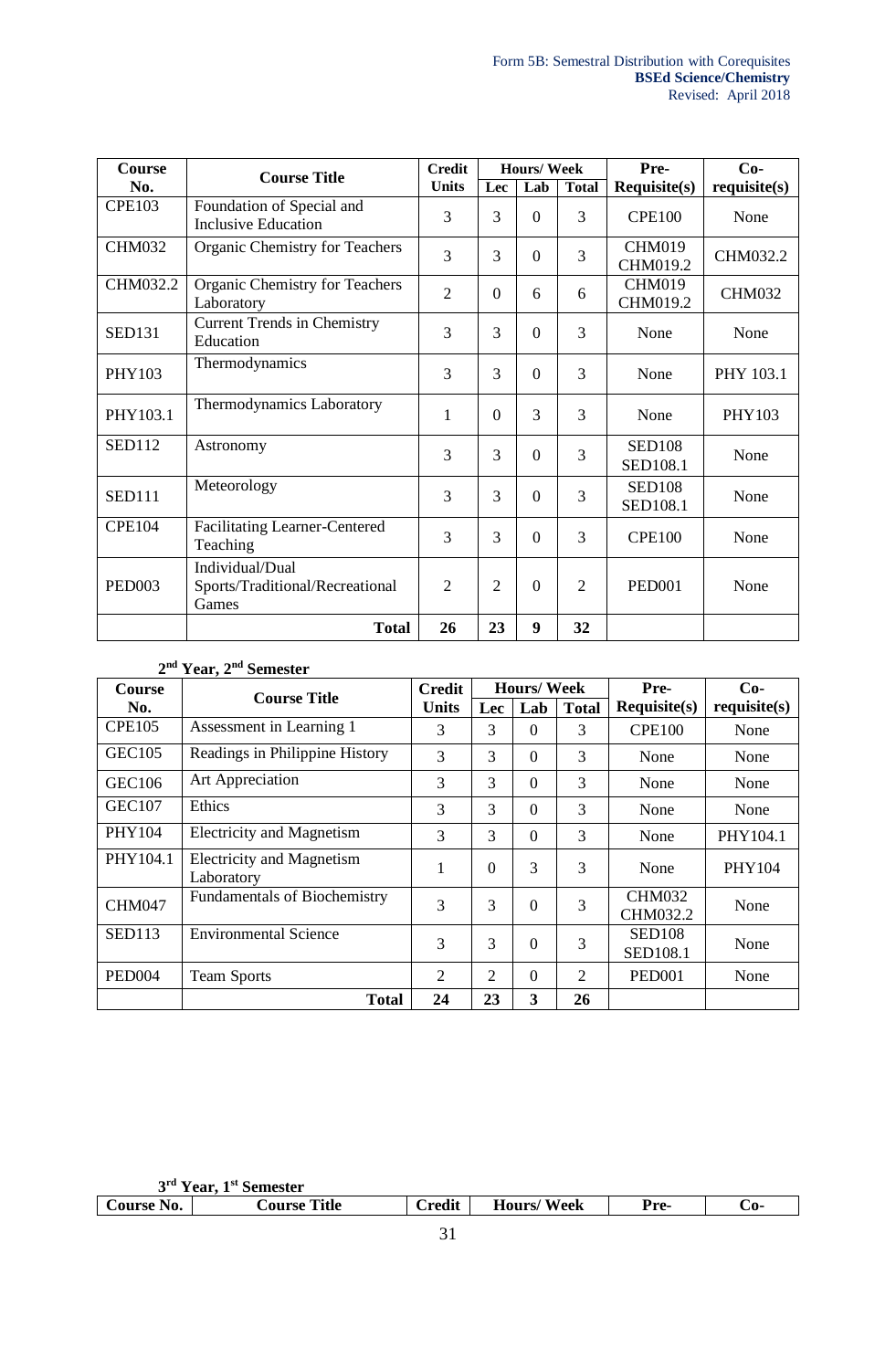| Course No. | Course Title | Credit Units | Hours/ Week | | | Pre-Requisite(s) | Co-requisite(s) |
|---|---|---|---|---|---|---|---|
| | | | Lec | Lab | Total | | |
| CPE103 | Foundation of Special and Inclusive Education | 3 | 3 | 0 | 3 | CPE100 | None |
| CHM032 | Organic Chemistry for Teachers | 3 | 3 | 0 | 3 | CHM019 CHM019.2 | CHM032.2 |
| CHM032.2 | Organic Chemistry for Teachers Laboratory | 2 | 0 | 6 | 6 | CHM019 CHM019.2 | CHM032 |
| SED131 | Current Trends in Chemistry Education | 3 | 3 | 0 | 3 | None | None |
| PHY103 | Thermodynamics | 3 | 3 | 0 | 3 | None | PHY 103.1 |
| PHY103.1 | Thermodynamics Laboratory | 1 | 0 | 3 | 3 | None | PHY103 |
| SED112 | Astronomy | 3 | 3 | 0 | 3 | SED108 SED108.1 | None |
| SED111 | Meteorology | 3 | 3 | 0 | 3 | SED108 SED108.1 | None |
| CPE104 | Facilitating Learner-Centered Teaching | 3 | 3 | 0 | 3 | CPE100 | None |
| PED003 | Individual/Dual Sports/Traditional/Recreational Games | 2 | 2 | 0 | 2 | PED001 | None |
| | **Total** | **26** | **23** | **9** | **32** | | |

**2nd Year, 2nd Semester**

| Course No. | Course Title | Credit Units | Hours/ Week | | | Pre-Requisite(s) | Co-requisite(s) |
|---|---|---|---|---|---|---|---|
| | | | Lec | Lab | Total | | |
| CPE105 | Assessment in Learning 1 | 3 | 3 | 0 | 3 | CPE100 | None |
| GEC105 | Readings in Philippine History | 3 | 3 | 0 | 3 | None | None |
| GEC106 | Art Appreciation | 3 | 3 | 0 | 3 | None | None |
| GEC107 | Ethics | 3 | 3 | 0 | 3 | None | None |
| PHY104 | Electricity and Magnetism | 3 | 3 | 0 | 3 | None | PHY104.1 |
| PHY104.1 | Electricity and Magnetism Laboratory | 1 | 0 | 3 | 3 | None | PHY104 |
| CHM047 | Fundamentals of Biochemistry | 3 | 3 | 0 | 3 | CHM032 CHM032.2 | None |
| SED113 | Environmental Science | 3 | 3 | 0 | 3 | SED108 SED108.1 | None |
| PED004 | Team Sports | 2 | 2 | 0 | 2 | PED001 | None |
| | **Total** | **24** | **23** | **3** | **26** | | |

**3rd Year, 1st Semester**

| Course No. | Course Title | Credit | Hours/ Week | Pre- | Co- |
|---|---|---|---|---|---|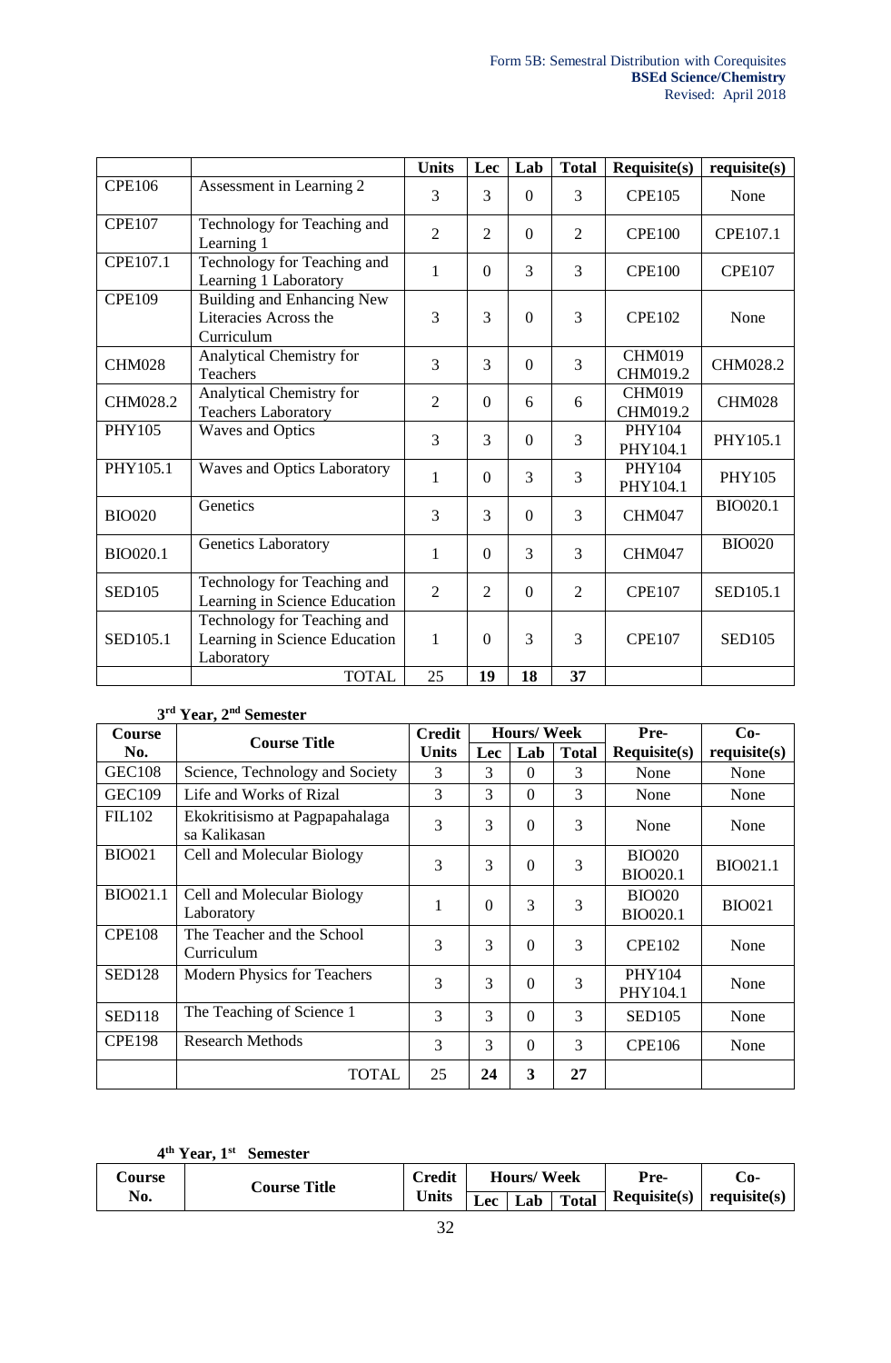| | | Units | Lec | Lab | Total | Requisite(s) | requisite(s) |
|---|---|---|---|---|---|---|---|
| CPE106 | Assessment in Learning 2 | 3 | 3 | 0 | 3 | CPE105 | None |
| CPE107 | Technology for Teaching and Learning 1 | 2 | 2 | 0 | 2 | CPE100 | CPE107.1 |
| CPE107.1 | Technology for Teaching and Learning 1 Laboratory | 1 | 0 | 3 | 3 | CPE100 | CPE107 |
| CPE109 | Building and Enhancing New Literacies Across the Curriculum | 3 | 3 | 0 | 3 | CPE102 | None |
| CHM028 | Analytical Chemistry for Teachers | 3 | 3 | 0 | 3 | CHM019 CHM019.2 | CHM028.2 |
| CHM028.2 | Analytical Chemistry for Teachers Laboratory | 2 | 0 | 6 | 6 | CHM019 CHM019.2 | CHM028 |
| PHY105 | Waves and Optics | 3 | 3 | 0 | 3 | PHY104 PHY104.1 | PHY105.1 |
| PHY105.1 | Waves and Optics Laboratory | 1 | 0 | 3 | 3 | PHY104 PHY104.1 | PHY105 |
| BIO020 | Genetics | 3 | 3 | 0 | 3 | CHM047 | BIO020.1 |
| BIO020.1 | Genetics Laboratory | 1 | 0 | 3 | 3 | CHM047 | BIO020 |
| SED105 | Technology for Teaching and Learning in Science Education | 2 | 2 | 0 | 2 | CPE107 | SED105.1 |
| SED105.1 | Technology for Teaching and Learning in Science Education Laboratory | 1 | 0 | 3 | 3 | CPE107 | SED105 |
| | TOTAL | 25 | **19** | **18** | **37** | | |

**3rd Year, 2nd Semester**

| Course No. | Course Title | Credit Units | Hours/ Week | | | Pre-Requisite(s) | Co-requisite(s) |
|---|---|---|---|---|---|---|---|
| | | | Lec | Lab | Total | | |
| GEC108 | Science, Technology and Society | 3 | 3 | 0 | 3 | None | None |
| GEC109 | Life and Works of Rizal | 3 | 3 | 0 | 3 | None | None |
| FIL102 | Ekokritisismo at Pagpapahalaga sa Kalikasan | 3 | 3 | 0 | 3 | None | None |
| BIO021 | Cell and Molecular Biology | 3 | 3 | 0 | 3 | BIO020 BIO020.1 | BIO021.1 |
| BIO021.1 | Cell and Molecular Biology Laboratory | 1 | 0 | 3 | 3 | BIO020 BIO020.1 | BIO021 |
| CPE108 | The Teacher and the School Curriculum | 3 | 3 | 0 | 3 | CPE102 | None |
| SED128 | Modern Physics for Teachers | 3 | 3 | 0 | 3 | PHY104 PHY104.1 | None |
| SED118 | The Teaching of Science 1 | 3 | 3 | 0 | 3 | SED105 | None |
| CPE198 | Research Methods | 3 | 3 | 0 | 3 | CPE106 | None |
| | TOTAL | 25 | **24** | **3** | **27** | | |

**4th Year, 1st Semester**

| Course No. | Course Title | Credit Units | Hours/ Week | | | Pre-Requisite(s) | Co-requisite(s) |
|---|---|---|---|---|---|---|---|
| | | | Lec | Lab | Total | | |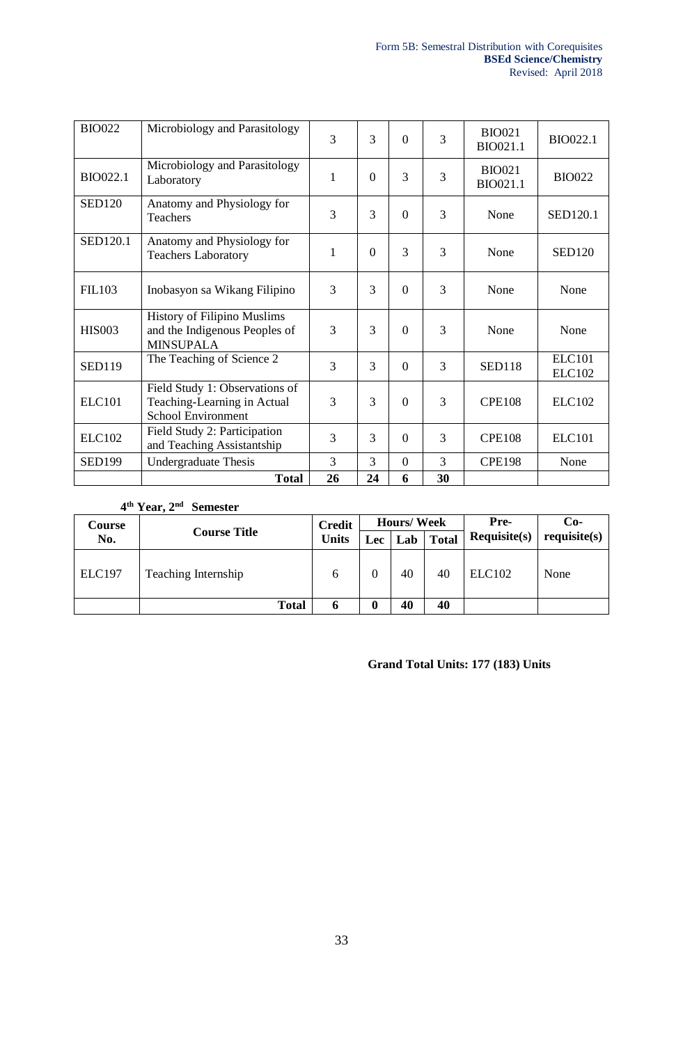| | | | | | | | |
|---|---|---|---|---|---|---|---|
| BIO022 | Microbiology and Parasitology | 3 | 3 | 0 | 3 | BIO021 BIO021.1 | BIO022.1 |
| BIO022.1 | Microbiology and Parasitology Laboratory | 1 | 0 | 3 | 3 | BIO021 BIO021.1 | BIO022 |
| SED120 | Anatomy and Physiology for Teachers | 3 | 3 | 0 | 3 | None | SED120.1 |
| SED120.1 | Anatomy and Physiology for Teachers Laboratory | 1 | 0 | 3 | 3 | None | SED120 |
| FIL103 | Inobasyon sa Wikang Filipino | 3 | 3 | 0 | 3 | None | None |
| HIS003 | History of Filipino Muslims and the Indigenous Peoples of MINSUPALA | 3 | 3 | 0 | 3 | None | None |
| SED119 | The Teaching of Science 2 | 3 | 3 | 0 | 3 | SED118 | ELC101 ELC102 |
| ELC101 | Field Study 1: Observations of Teaching-Learning in Actual School Environment | 3 | 3 | 0 | 3 | CPE108 | ELC102 |
| ELC102 | Field Study 2: Participation and Teaching Assistantship | 3 | 3 | 0 | 3 | CPE108 | ELC101 |
| SED199 | Undergraduate Thesis | 3 | 3 | 0 | 3 | CPE198 | None |
| | **Total** | **26** | **24** | **6** | **30** | | |

**4th Year, 2nd Semester**

| Course No. | Course Title | Credit Units | Hours/ Week | | | Pre-Requisite(s) | Co-requisite(s) |
|---|---|---|---|---|---|---|---|
| | | | Lec | Lab | Total | | |
| ELC197 | Teaching Internship | 6 | 0 | 40 | 40 | ELC102 | None |
| | **Total** | **6** | **0** | **40** | **40** | | |

**Grand Total Units: 177 (183) Units**